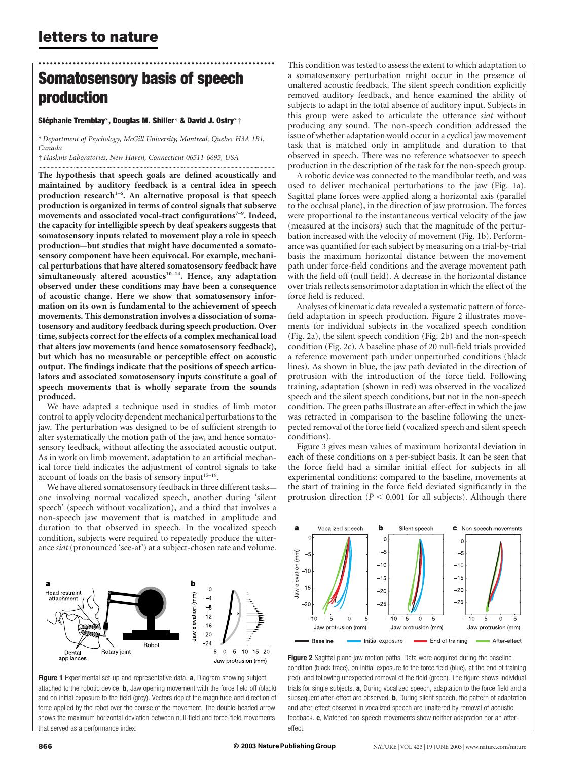# Somatosensory basis of speech production

**Stéphanie Tremblay***, **Douglas M. Shiller*** & **David J. Ostry***†

\* Department of Psychology, McGill University, Montreal, Quebec H3A 1B1, Canada

† Haskins Laboratories, New Haven, Connecticut 06511-6695, USA

**The hypothesis that speech goals are defined acoustically and maintained by auditory feedback is a central idea in speech production research[1–6]. An alternative proposal is that speech production is organized in terms of control signals that subserve movements and associated vocal-tract configurations[7–9]. Indeed, the capacity for intelligible speech by deaf speakers suggests that somatosensory inputs related to movement play a role in speech production—but studies that might have documented a somatosensory component have been equivocal. For example, mechanical perturbations that have altered somatosensory feedback have simultaneously altered acoustics[10–14]. Hence, any adaptation observed under these conditions may have been a consequence of acoustic change. Here we show that somatosensory information on its own is fundamental to the achievement of speech movements. This demonstration involves a dissociation of somatosensory and auditory feedback during speech production. Over time, subjects correct for the effects of a complex mechanical load that alters jaw movements (and hence somatosensory feedback), but which has no measurable or perceptible effect on acoustic output. The findings indicate that the positions of speech articulators and associated somatosensory inputs constitute a goal of speech movements that is wholly separate from the sounds produced.**

We have adapted a technique used in studies of limb motor control to apply velocity dependent mechanical perturbations to the jaw. The perturbation was designed to be of sufficient strength to alter systematically the motion path of the jaw, and hence somatosensory feedback, without affecting the associated acoustic output. As in work on limb movement, adaptation to an artificial mechanical force field indicates the adjustment of control signals to take account of loads on the basis of sensory input[15–19].

We have altered somatosensory feedback in three different tasks—one involving normal vocalized speech, another during 'silent speech' (speech without vocalization), and a third that involves a non-speech jaw movement that is matched in amplitude and duration to that observed in speech. In the vocalized speech condition, subjects were required to repeatedly produce the utterance *siat* (pronounced 'see-at') at a subject-chosen rate and volume. This condition was tested to assess the extent to which adaptation to a somatosensory perturbation might occur in the presence of unaltered acoustic feedback. The silent speech condition explicitly removed auditory feedback, and hence examined the ability of subjects to adapt in the total absence of auditory input. Subjects in this group were asked to articulate the utterance *siat* without producing any sound. The non-speech condition addressed the issue of whether adaptation would occur in a cyclical jaw movement task that is matched only in amplitude and duration to that observed in speech. There was no reference whatsoever to speech production in the description of the task for the non-speech group.

A robotic device was connected to the mandibular teeth, and was used to deliver mechanical perturbations to the jaw (Fig. 1a). Sagittal plane forces were applied along a horizontal axis (parallel to the occlusal plane), in the direction of jaw protrusion. The forces were proportional to the instantaneous vertical velocity of the jaw (measured at the incisors) such that the magnitude of the perturbation increased with the velocity of movement (Fig. 1b). Performance was quantified for each subject by measuring on a trial-by-trial basis the maximum horizontal distance between the movement path under force-field conditions and the average movement path with the field off (null field). A decrease in the horizontal distance over trials reflects sensorimotor adaptation in which the effect of the force field is reduced.

Analyses of kinematic data revealed a systematic pattern of force-field adaptation in speech production. Figure 2 illustrates movements for individual subjects in the vocalized speech condition (Fig. 2a), the silent speech condition (Fig. 2b) and the non-speech condition (Fig. 2c). A baseline phase of 20 null-field trials provided a reference movement path under unperturbed conditions (black lines). As shown in blue, the jaw path deviated in the direction of protrusion with the introduction of the force field. Following training, adaptation (shown in red) was observed in the vocalized speech and the silent speech conditions, but not in the non-speech condition. The green paths illustrate an after-effect in which the jaw was retracted in comparison to the baseline following the unexpected removal of the force field (vocalized speech and silent speech conditions).

Figure 3 gives mean values of maximum horizontal deviation in each of these conditions on a per-subject basis. It can be seen that the force field had a similar initial effect for subjects in all experimental conditions: compared to the baseline, movements at the start of training in the force field deviated significantly in the protrusion direction ($P < 0.001$ for all subjects). Although there

**Figure 1** Experimental set-up and representative data. **a**, Diagram showing subject attached to the robotic device. **b**, Jaw opening movement with the force field off (black) and on initial exposure to the field (grey). Vectors depict the magnitude and direction of force applied by the robot over the course of the movement. The double-headed arrow shows the maximum horizontal deviation between null-field and force-field movements that served as a performance index.

**Figure 2** Sagittal plane jaw motion paths. Data were acquired during the baseline condition (black trace), on initial exposure to the force field (blue), at the end of training (red), and following unexpected removal of the field (green). The figure shows individual trials for single subjects. **a**, During vocalized speech, adaptation to the force field and a subsequent after-effect are observed. **b**, During silent speech, the pattern of adaptation and after-effect observed in vocalized speech are unaltered by removal of acoustic feedback. **c**, Matched non-speech movements show neither adaptation nor an after-effect.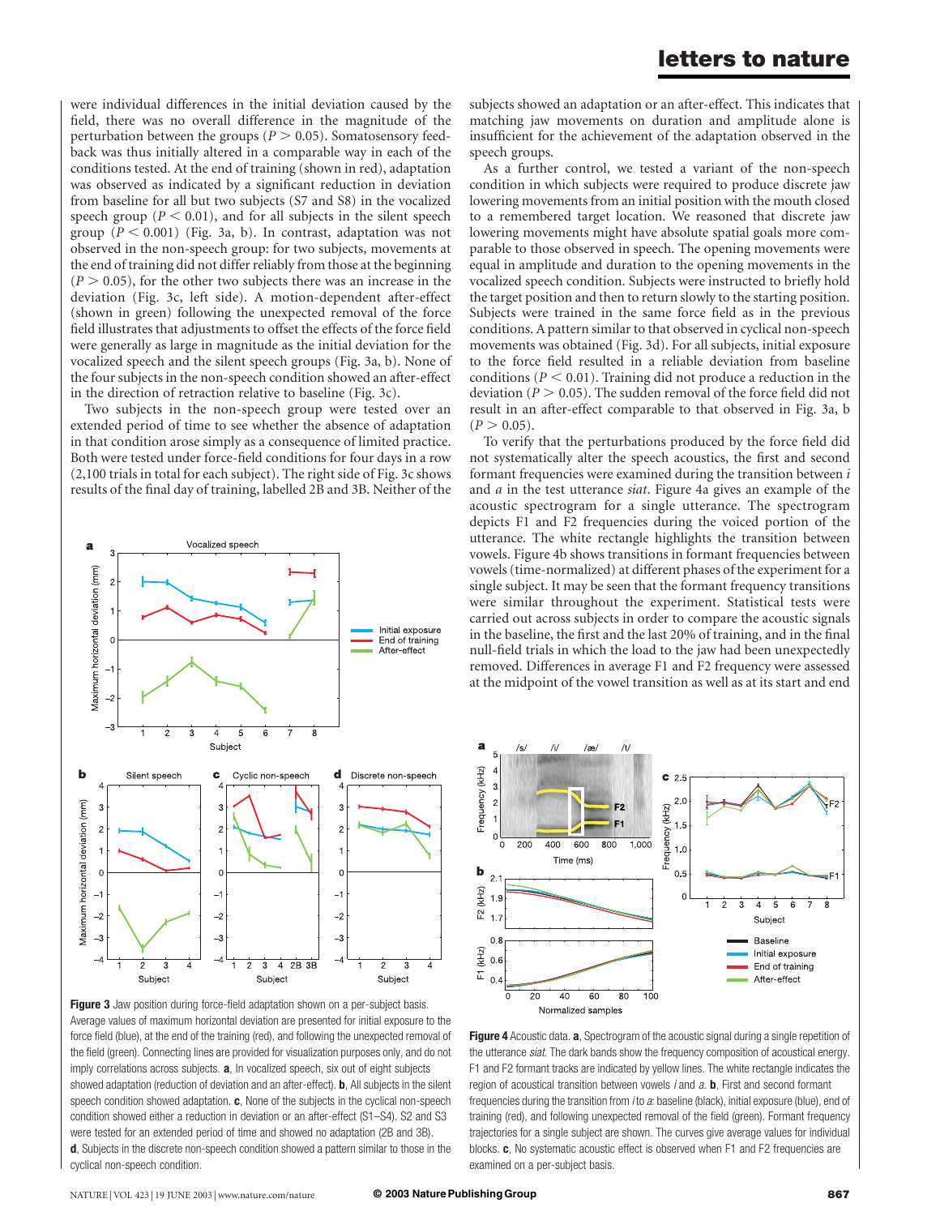were individual differences in the initial deviation caused by the field, there was no overall difference in the magnitude of the perturbation between the groups ($P > 0.05$). Somatosensory feedback was thus initially altered in a comparable way in each of the conditions tested. At the end of training (shown in red), adaptation was observed as indicated by a significant reduction in deviation from baseline for all but two subjects (S7 and S8) in the vocalized speech group ($P < 0.01$), and for all subjects in the silent speech group ($P < 0.001$) (Fig. 3a, b). In contrast, adaptation was not observed in the non-speech group: for two subjects, movements at the end of training did not differ reliably from those at the beginning ($P > 0.05$), for the other two subjects there was an increase in the deviation (Fig. 3c, left side). A motion-dependent after-effect (shown in green) following the unexpected removal of the force field illustrates that adjustments to offset the effects of the force field were generally as large in magnitude as the initial deviation for the vocalized speech and the silent speech groups (Fig. 3a, b). None of the four subjects in the non-speech condition showed an after-effect in the direction of retraction relative to baseline (Fig. 3c).

Two subjects in the non-speech group were tested over an extended period of time to see whether the absence of adaptation in that condition arose simply as a consequence of limited practice. Both were tested under force-field conditions for four days in a row (2,100 trials in total for each subject). The right side of Fig. 3c shows results of the final day of training, labelled 2B and 3B. Neither of the subjects showed an adaptation or an after-effect. This indicates that matching jaw movements on duration and amplitude alone is insufficient for the achievement of the adaptation observed in the speech groups.

As a further control, we tested a variant of the non-speech condition in which subjects were required to produce discrete jaw lowering movements from an initial position with the mouth closed to a remembered target location. We reasoned that discrete jaw lowering movements might have absolute spatial goals more comparable to those observed in speech. The opening movements were equal in amplitude and duration to the opening movements in the vocalized speech condition. Subjects were instructed to briefly hold the target position and then to return slowly to the starting position. Subjects were trained in the same force field as in the previous conditions. A pattern similar to that observed in cyclical non-speech movements was obtained (Fig. 3d). For all subjects, initial exposure to the force field resulted in a reliable deviation from baseline conditions ($P < 0.01$). Training did not produce a reduction in the deviation ($P > 0.05$). The sudden removal of the force field did not result in an after-effect comparable to that observed in Fig. 3a, b ($P > 0.05$).

To verify that the perturbations produced by the force field did not systematically alter the speech acoustics, the first and second formant frequencies were examined during the transition between *i* and *a* in the test utterance *siat*. Figure 4a gives an example of the acoustic spectrogram for a single utterance. The spectrogram depicts F1 and F2 frequencies during the voiced portion of the utterance. The white rectangle highlights the transition between vowels. Figure 4b shows transitions in formant frequencies between vowels (time-normalized) at different phases of the experiment for a single subject. It may be seen that the formant frequency transitions were similar throughout the experiment. Statistical tests were carried out across subjects in order to compare the acoustic signals in the baseline, the first and the last 20% of training, and in the final null-field trials in which the load to the jaw had been unexpectedly removed. Differences in average F1 and F2 frequency were assessed at the midpoint of the vowel transition as well as at its start and end

**Figure 3** Jaw position during force-field adaptation shown on a per-subject basis. Average values of maximum horizontal deviation are presented for initial exposure to the force field (blue), at the end of the training (red), and following the unexpected removal of the field (green). Connecting lines are provided for visualization purposes only, and do not imply correlations across subjects. **a**, In vocalized speech, six out of eight subjects showed adaptation (reduction of deviation and an after-effect). **b**, All subjects in the silent speech condition showed adaptation. **c**, None of the subjects in the cyclical non-speech condition showed either a reduction in deviation or an after-effect (S1–S4). S2 and S3 were tested for an extended period of time and showed no adaptation (2B and 3B). **d**, Subjects in the discrete non-speech condition showed a pattern similar to those in the cyclical non-speech condition.

**Figure 4** Acoustic data. **a**, Spectrogram of the acoustic signal during a single repetition of the utterance *siat*. The dark bands show the frequency composition of acoustical energy. F1 and F2 formant tracks are indicated by yellow lines. The white rectangle indicates the region of acoustical transition between vowels *i* and *a*. **b**, First and second formant frequencies during the transition from *i* to *a*: baseline (black), initial exposure (blue), end of training (red), and following unexpected removal of the field (green). Formant frequency trajectories for a single subject are shown. The curves give average values for individual blocks. **c**, No systematic acoustic effect is observed when F1 and F2 frequencies are examined on a per-subject basis.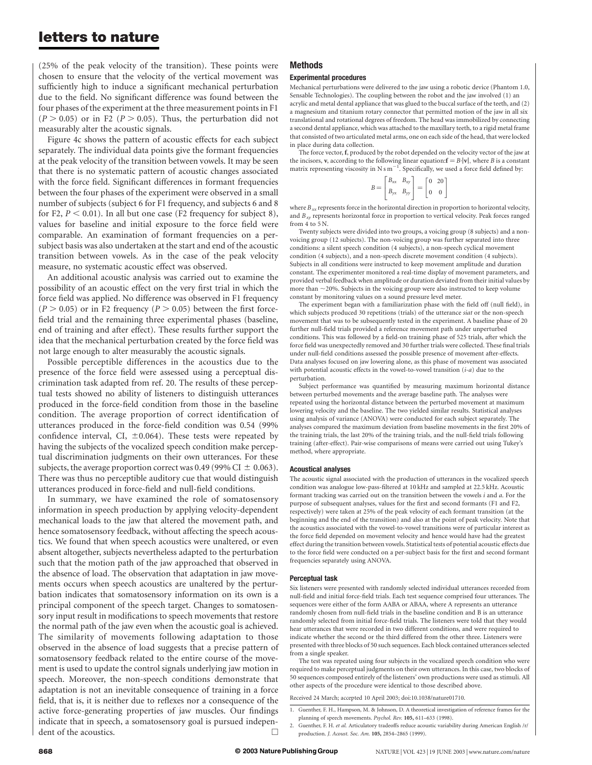(25% of the peak velocity of the transition). These points were chosen to ensure that the velocity of the vertical movement was sufficiently high to induce a significant mechanical perturbation due to the field. No significant difference was found between the four phases of the experiment at the three measurement points in F1 ($P > 0.05$) or in F2 ($P > 0.05$). Thus, the perturbation did not measurably alter the acoustic signals.

Figure 4c shows the pattern of acoustic effects for each subject separately. The individual data points give the formant frequencies at the peak velocity of the transition between vowels. It may be seen that there is no systematic pattern of acoustic changes associated with the force field. Significant differences in formant frequencies between the four phases of the experiment were observed in a small number of subjects (subject 6 for F1 frequency, and subjects 6 and 8 for F2, $P < 0.01$). In all but one case (F2 frequency for subject 8), values for baseline and initial exposure to the force field were comparable. An examination of formant frequencies on a per-subject basis was also undertaken at the start and end of the acoustic transition between vowels. As in the case of the peak velocity measure, no systematic acoustic effect was observed.

An additional acoustic analysis was carried out to examine the possibility of an acoustic effect on the very first trial in which the force field was applied. No difference was observed in F1 frequency ($P > 0.05$) or in F2 frequency ($P > 0.05$) between the first force-field trial and the remaining three experimental phases (baseline, end of training and after effect). These results further support the idea that the mechanical perturbation created by the force field was not large enough to alter measurably the acoustic signals.

Possible perceptible differences in the acoustics due to the presence of the force field were assessed using a perceptual discrimination task adapted from ref. 20. The results of these perceptual tests showed no ability of listeners to distinguish utterances produced in the force-field condition from those in the baseline condition. The average proportion of correct identification of utterances produced in the force-field condition was 0.54 (99% confidence interval, CI, ±0.064). These tests were repeated by having the subjects of the vocalized speech condition make perceptual discrimination judgments on their own utterances. For these subjects, the average proportion correct was 0.49 (99% CI ± 0.063). There was thus no perceptible auditory cue that would distinguish utterances produced in force-field and null-field conditions.

In summary, we have examined the role of somatosensory information in speech production by applying velocity-dependent mechanical loads to the jaw that altered the movement path, and hence somatosensory feedback, without affecting the speech acoustics. We found that when speech acoustics were unaltered, or even absent altogether, subjects nevertheless adapted to the perturbation such that the motion path of the jaw approached that observed in the absence of load. The observation that adaptation in jaw movements occurs when speech acoustics are unaltered by the perturbation indicates that somatosensory information on its own is a principal component of the speech target. Changes to somatosensory input result in modifications to speech movements that restore the normal path of the jaw even when the acoustic goal is achieved. The similarity of movements following adaptation to those observed in the absence of load suggests that a precise pattern of somatosensory feedback related to the entire course of the movement is used to update the control signals underlying jaw motion in speech. Moreover, the non-speech conditions demonstrate that adaptation is not an inevitable consequence of training in a force field, that is, it is neither due to reflexes nor a consequence of the active force-generating properties of jaw muscles. Our findings indicate that in speech, a somatosensory goal is pursued independent of the acoustics. □

## Methods

### Experimental procedures

Mechanical perturbations were delivered to the jaw using a robotic device (Phantom 1.0, Sensable Technologies). The coupling between the robot and the jaw involved (1) an acrylic and metal dental appliance that was glued to the buccal surface of the teeth, and (2) a magnesium and titanium rotary connector that permitted motion of the jaw in all six translational and rotational degrees of freedom. The head was immobilized by connecting a second dental appliance, which was attached to the maxillary teeth, to a rigid metal frame that consisted of two articulated metal arms, one on each side of the head, that were locked in place during data collection.

The force vector, **f**, produced by the robot depended on the velocity vector of the jaw at the incisors, **v**, according to the following linear equation: $\mathbf{f} = B \cdot |\mathbf{v}|$, where $B$ is a constant matrix representing viscosity in $\mathrm{N\,s\,m^{-1}}$. Specifically, we used a force field defined by:

$$B = \begin{bmatrix} B_{xx} & B_{xy} \\ B_{yx} & B_{yy} \end{bmatrix} = \begin{bmatrix} 0 & 20 \\ 0 & 0 \end{bmatrix}$$

where $B_{xx}$ represents force in the horizontal direction in proportion to horizontal velocity, and $B_{xy}$ represents horizontal force in proportion to vertical velocity. Peak forces ranged from 4 to 5 N.

Twenty subjects were divided into two groups, a voicing group (8 subjects) and a non-voicing group (12 subjects). The non-voicing group was further separated into three conditions: a silent speech condition (4 subjects), a non-speech cyclical movement condition (4 subjects), and a non-speech discrete movement condition (4 subjects). Subjects in all conditions were instructed to keep movement amplitude and duration constant. The experimenter monitored a real-time display of movement parameters, and provided verbal feedback when amplitude or duration deviated from their initial values by more than ~20%. Subjects in the voicing group were also instructed to keep volume constant by monitoring values on a sound pressure level meter.

The experiment began with a familiarization phase with the field off (null field), in which subjects produced 30 repetitions (trials) of the utterance *siat* or the non-speech movement that was to be subsequently tested in the experiment. A baseline phase of 20 further null-field trials provided a reference movement path under unperturbed conditions. This was followed by a field-on training phase of 525 trials, after which the force field was unexpectedly removed and 30 further trials were collected. These final trials under null-field conditions assessed the possible presence of movement after-effects. Data analyses focused on jaw lowering alone, as this phase of movement was associated with potential acoustic effects in the vowel-to-vowel transition (*i*-*a*) due to the perturbation.

Subject performance was quantified by measuring maximum horizontal distance between perturbed movements and the average baseline path. The analyses were repeated using the horizontal distance between the perturbed movement at maximum lowering velocity and the baseline. The two yielded similar results. Statistical analyses using analysis of variance (ANOVA) were conducted for each subject separately. The analyses compared the maximum deviation from baseline movements in the first 20% of the training trials, the last 20% of the training trials, and the null-field trials following training (after-effect). Pair-wise comparisons of means were carried out using Tukey's method, where appropriate.

### Acoustical analyses

The acoustic signal associated with the production of utterances in the vocalized speech condition was analogue low-pass-filtered at 10 kHz and sampled at 22.5 kHz. Acoustic formant tracking was carried out on the transition between the vowels *i* and *a*. For the purpose of subsequent analyses, values for the first and second formants (F1 and F2, respectively) were taken at 25% of the peak velocity of each formant transition (at the beginning and the end of the transition) and also at the point of peak velocity. Note that the acoustics associated with the vowel-to-vowel transitions were of particular interest as the force field depended on movement velocity and hence would have had the greatest effect during the transition between vowels. Statistical tests of potential acoustic effects due to the force field were conducted on a per-subject basis for the first and second formant frequencies separately using ANOVA.

### Perceptual task

Six listeners were presented with randomly selected individual utterances recorded from null-field and initial force-field trials. Each test sequence comprised four utterances. The sequences were either of the form AABA or ABAA, where A represents an utterance randomly chosen from null-field trials in the baseline condition and B is an utterance randomly selected from initial force-field trials. The listeners were told that they would hear utterances that were recorded in two different conditions, and were required to indicate whether the second or the third differed from the other three. Listeners were presented with three blocks of 50 such sequences. Each block contained utterances selected from a single speaker.

The test was repeated using four subjects in the vocalized speech condition who were required to make perceptual judgments on their own utterances. In this case, two blocks of 50 sequences composed entirely of the listeners' own productions were used as stimuli. All other aspects of the procedure were identical to those described above.

Received 24 March; accepted 10 April 2003; doi:10.1038/nature01710.

1. Guenther, F. H., Hampson, M. & Johnson, D. A theoretical investigation of reference frames for the planning of speech movements. *Psychol. Rev.* **105,** 611–633 (1998).
2. Guenther, F. H. *et al.* Articulatory tradeoffs reduce acoustic variability during American English /r/ production. *J. Acoust. Soc. Am.* **105,** 2854–2865 (1999).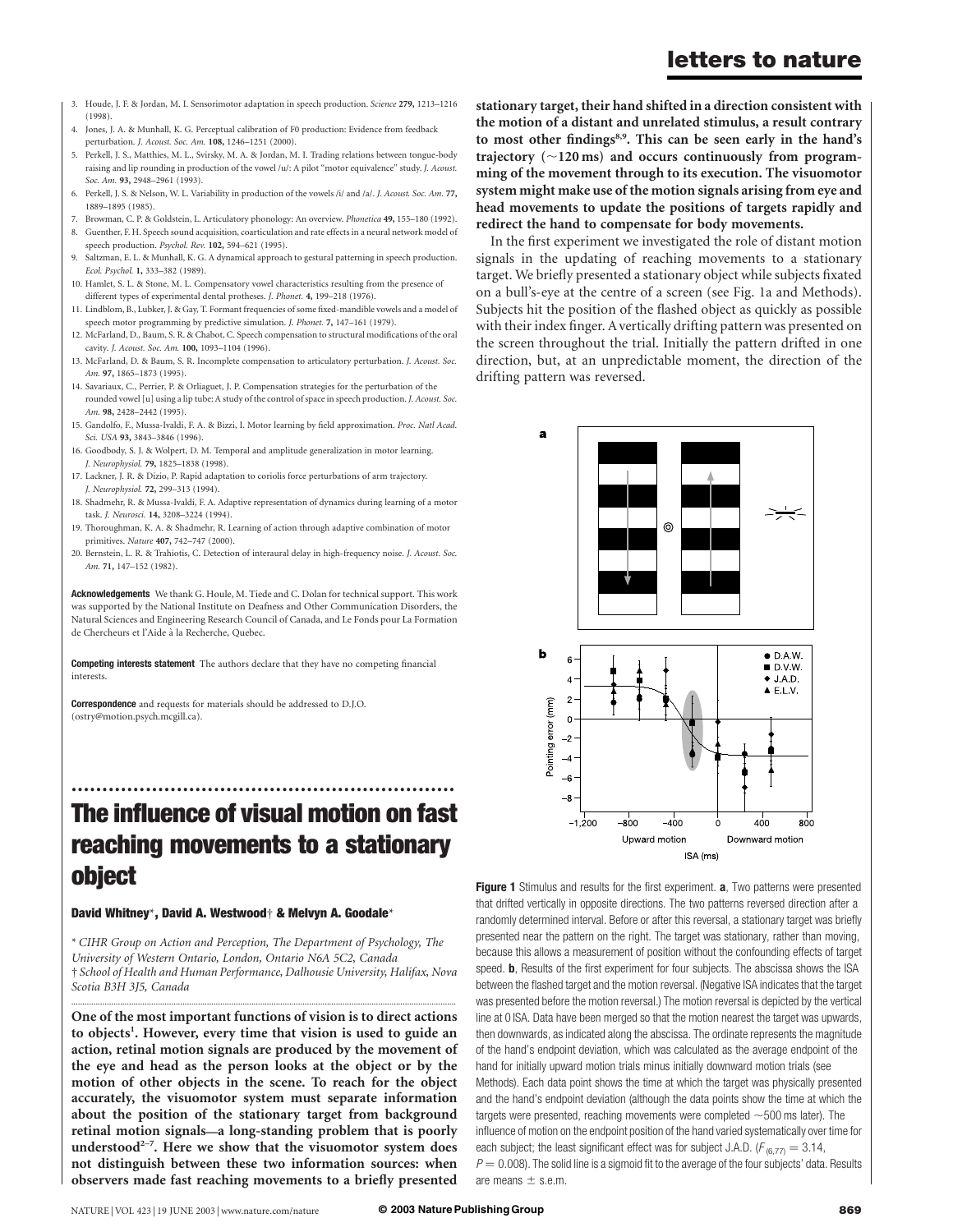3. Houde, J. F. & Jordan, M. I. Sensorimotor adaptation in speech production. *Science* **279,** 1213–1216 (1998).
4. Jones, J. A. & Munhall, K. G. Perceptual calibration of F0 production: Evidence from feedback perturbation. *J. Acoust. Soc. Am.* **108,** 1246–1251 (2000).
5. Perkell, J. S., Matthies, M. L., Svirsky, M. A. & Jordan, M. I. Trading relations between tongue-body raising and lip rounding in production of the vowel /u/: A pilot "motor equivalence" study. *J. Acoust. Soc. Am.* **93,** 2948–2961 (1993).
6. Perkell, J. S. & Nelson, W. L. Variability in production of the vowels /i/ and /a/. *J. Acoust. Soc. Am.* **77,** 1889–1895 (1985).
7. Browman, C. P. & Goldstein, L. Articulatory phonology: An overview. *Phonetica* **49,** 155–180 (1992).
8. Guenther, F. H. Speech sound acquisition, coarticulation and rate effects in a neural network model of speech production. *Psychol. Rev.* **102,** 594–621 (1995).
9. Saltzman, E. L. & Munhall, K. G. A dynamical approach to gestural patterning in speech production. *Ecol. Psychol.* **1,** 333–382 (1989).
10. Hamlet, S. L. & Stone, M. L. Compensatory vowel characteristics resulting from the presence of different types of experimental dental protheses. *J. Phonet.* **4,** 199–218 (1976).
11. Lindblom, B., Lubker, J. & Gay, T. Formant frequencies of some fixed-mandible vowels and a model of speech motor programming by predictive simulation. *J. Phonet.* **7,** 147–161 (1979).
12. McFarland, D., Baum, S. R. & Chabot, C. Speech compensation to structural modifications of the oral cavity. *J. Acoust. Soc. Am.* **100,** 1093–1104 (1996).
13. McFarland, D. & Baum, S. R. Incomplete compensation to articulatory perturbation. *J. Acoust. Soc. Am.* **97,** 1865–1873 (1995).
14. Savariaux, C., Perrier, P. & Orliaguet, J. P. Compensation strategies for the perturbation of the rounded vowel [u] using a lip tube: A study of the control of space in speech production. *J. Acoust. Soc. Am.* **98,** 2428–2442 (1995).
15. Gandolfo, F., Mussa-Ivaldi, F. A. & Bizzi, I. Motor learning by field approximation. *Proc. Natl Acad. Sci. USA* **93,** 3843–3846 (1996).
16. Goodbody, S. J. & Wolpert, D. M. Temporal and amplitude generalization in motor learning. *J. Neurophysiol.* **79,** 1825–1838 (1998).
17. Lackner, J. R. & Dizio, P. Rapid adaptation to coriolis force perturbations of arm trajectory. *J. Neurophysiol.* **72,** 299–313 (1994).
18. Shadmehr, R. & Mussa-Ivaldi, F. A. Adaptive representation of dynamics during learning of a motor task. *J. Neurosci.* **14,** 3208–3224 (1994).
19. Thoroughman, K. A. & Shadmehr, R. Learning of action through adaptive combination of motor primitives. *Nature* **407,** 742–747 (2000).
20. Bernstein, L. R. & Trahiotis, C. Detection of interaural delay in high-frequency noise. *J. Acoust. Soc. Am.* **71,** 147–152 (1982).

**Acknowledgements** We thank G. Houle, M. Tiede and C. Dolan for technical support. This work was supported by the National Institute on Deafness and Other Communication Disorders, the Natural Sciences and Engineering Research Council of Canada, and Le Fonds pour La Formation de Chercheurs et l'Aide à la Recherche, Quebec.

**Competing interests statement** The authors declare that they have no competing financial interests.

**Correspondence** and requests for materials should be addressed to D.J.O. (ostry@motion.psych.mcgill.ca).

# The influence of visual motion on fast reaching movements to a stationary object

**David Whitney\*, David A. Westwood† & Melvyn A. Goodale\***

\* *CIHR Group on Action and Perception, The Department of Psychology, The University of Western Ontario, London, Ontario N6A 5C2, Canada*
† *School of Health and Human Performance, Dalhousie University, Halifax, Nova Scotia B3H 3J5, Canada*

**One of the most important functions of vision is to direct actions to objects[1]. However, every time that vision is used to guide an action, retinal motion signals are produced by the movement of the eye and head as the person looks at the object or by the motion of other objects in the scene. To reach for the object accurately, the visuomotor system must separate information about the position of the stationary target from background retinal motion signals—a long-standing problem that is poorly understood[2–7]. Here we show that the visuomotor system does not distinguish between these two information sources: when observers made fast reaching movements to a briefly presented stationary target, their hand shifted in a direction consistent with the motion of a distant and unrelated stimulus, a result contrary to most other findings[8,9]. This can be seen early in the hand's trajectory (~120 ms) and occurs continuously from programming of the movement through to its execution. The visuomotor system might make use of the motion signals arising from eye and head movements to update the positions of targets rapidly and redirect the hand to compensate for body movements.**

In the first experiment we investigated the role of distant motion signals in the updating of reaching movements to a stationary target. We briefly presented a stationary object while subjects fixated on a bull's-eye at the centre of a screen (see Fig. 1a and Methods). Subjects hit the position of the flashed object as quickly as possible with their index finger. A vertically drifting pattern was presented on the screen throughout the trial. Initially the pattern drifted in one direction, but, at an unpredictable moment, the direction of the drifting pattern was reversed.

a

b

● D.A.W.
■ D.V.W.
♦ J.A.D.
▲ E.L.V.

Pointing error (mm)
6
4
2
0
−2
−4
−6
−8
−1,200 −800 −400 0 400 800
Upward motion
Downward motion
ISA (ms)

**Figure 1** Stimulus and results for the first experiment. **a**, Two patterns were presented that drifted vertically in opposite directions. The two patterns reversed direction after a randomly determined interval. Before or after this reversal, a stationary target was briefly presented near the pattern on the right. The target was stationary, rather than moving, because this allows a measurement of position without the confounding effects of target speed. **b**, Results of the first experiment for four subjects. The abscissa shows the ISA between the flashed target and the motion reversal. (Negative ISA indicates that the target was presented before the motion reversal.) The motion reversal is depicted by the vertical line at 0 ISA. Data have been merged so that the motion nearest the target was upwards, then downwards, as indicated along the abscissa. The ordinate represents the magnitude of the hand's endpoint deviation, which was calculated as the average endpoint of the hand for initially upward motion trials minus initially downward motion trials (see Methods). Each data point shows the time at which the target was physically presented and the hand's endpoint deviation (although the data points show the time at which the targets were presented, reaching movements were completed ~500 ms later). The influence of motion on the endpoint position of the hand varied systematically over time for each subject; the least significant effect was for subject J.A.D. ($F_{(6,77)} = 3.14$, $P = 0.008$). The solid line is a sigmoid fit to the average of the four subjects' data. Results are means ± s.e.m.